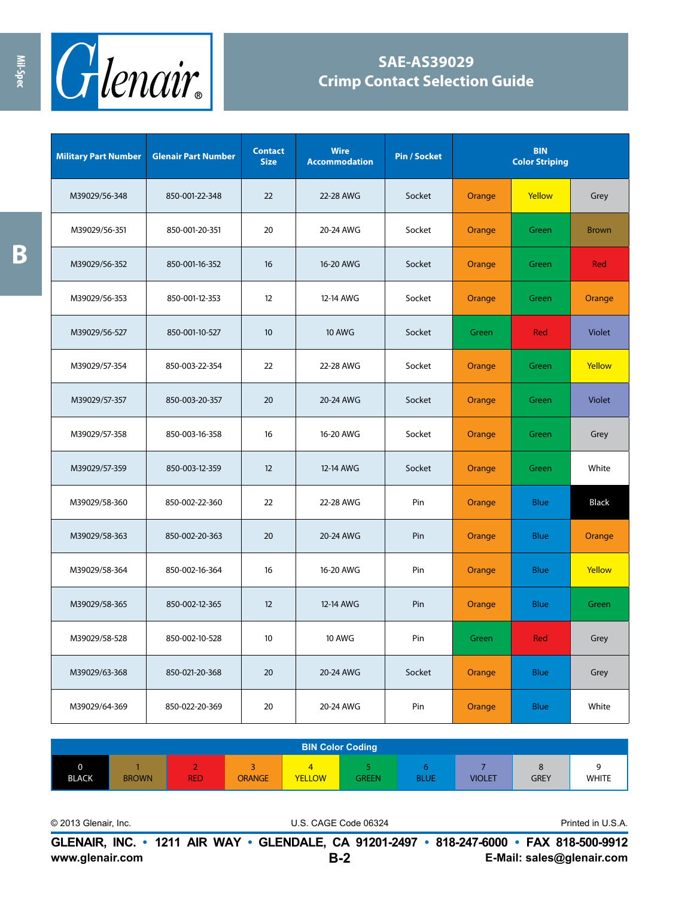# SAE-AS39029
## Crimp Contact Selection Guide

| Military Part Number | Glenair Part Number | Contact Size | Wire Accommodation | Pin / Socket | BIN Color Striping | | |
|---|---|---|---|---|---|---|---|
| M39029/56-348 | 850-001-22-348 | 22 | 22-28 AWG | Socket | Orange | Yellow | Grey |
| M39029/56-351 | 850-001-20-351 | 20 | 20-24 AWG | Socket | Orange | Green | Brown |
| M39029/56-352 | 850-001-16-352 | 16 | 16-20 AWG | Socket | Orange | Green | Red |
| M39029/56-353 | 850-001-12-353 | 12 | 12-14 AWG | Socket | Orange | Green | Orange |
| M39029/56-527 | 850-001-10-527 | 10 | 10 AWG | Socket | Green | Red | Violet |
| M39029/57-354 | 850-003-22-354 | 22 | 22-28 AWG | Socket | Orange | Green | Yellow |
| M39029/57-357 | 850-003-20-357 | 20 | 20-24 AWG | Socket | Orange | Green | Violet |
| M39029/57-358 | 850-003-16-358 | 16 | 16-20 AWG | Socket | Orange | Green | Grey |
| M39029/57-359 | 850-003-12-359 | 12 | 12-14 AWG | Socket | Orange | Green | White |
| M39029/58-360 | 850-002-22-360 | 22 | 22-28 AWG | Pin | Orange | Blue | Black |
| M39029/58-363 | 850-002-20-363 | 20 | 20-24 AWG | Pin | Orange | Blue | Orange |
| M39029/58-364 | 850-002-16-364 | 16 | 16-20 AWG | Pin | Orange | Blue | Yellow |
| M39029/58-365 | 850-002-12-365 | 12 | 12-14 AWG | Pin | Orange | Blue | Green |
| M39029/58-528 | 850-002-10-528 | 10 | 10 AWG | Pin | Green | Red | Grey |
| M39029/63-368 | 850-021-20-368 | 20 | 20-24 AWG | Socket | Orange | Blue | Grey |
| M39029/64-369 | 850-022-20-369 | 20 | 20-24 AWG | Pin | Orange | Blue | White |

| BIN Color Coding | | | | | | | | | |
|---|---|---|---|---|---|---|---|---|---|
| 0 BLACK | 1 BROWN | 2 RED | 3 ORANGE | 4 YELLOW | 5 GREEN | 6 BLUE | 7 VIOLET | 8 GREY | 9 WHITE |

© 2013 Glenair, Inc. U.S. CAGE Code 06324 Printed in U.S.A.

**GLENAIR, INC. • 1211 AIR WAY • GLENDALE, CA 91201-2497 • 818-247-6000 • FAX 818-500-9912**
**www.glenair.com** **E-Mail: sales@glenair.com**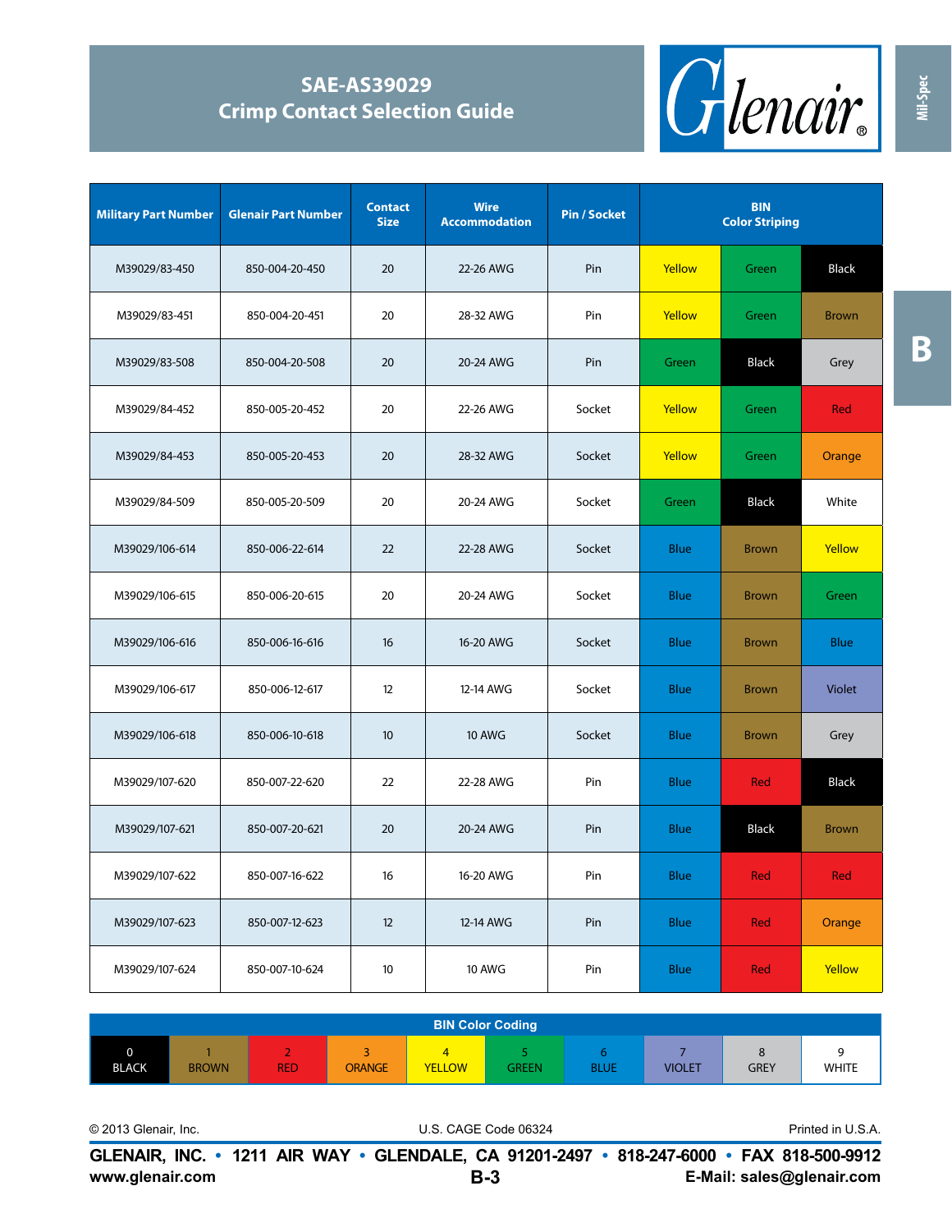# SAE-AS39029
# Crimp Contact Selection Guide

| Military Part Number | Glenair Part Number | Contact Size | Wire Accommodation | Pin / Socket | BIN Color Striping | | |
|---|---|---|---|---|---|---|---|
| M39029/83-450 | 850-004-20-450 | 20 | 22-26 AWG | Pin | Yellow | Green | Black |
| M39029/83-451 | 850-004-20-451 | 20 | 28-32 AWG | Pin | Yellow | Green | Brown |
| M39029/83-508 | 850-004-20-508 | 20 | 20-24 AWG | Pin | Green | Black | Grey |
| M39029/84-452 | 850-005-20-452 | 20 | 22-26 AWG | Socket | Yellow | Green | Red |
| M39029/84-453 | 850-005-20-453 | 20 | 28-32 AWG | Socket | Yellow | Green | Orange |
| M39029/84-509 | 850-005-20-509 | 20 | 20-24 AWG | Socket | Green | Black | White |
| M39029/106-614 | 850-006-22-614 | 22 | 22-28 AWG | Socket | Blue | Brown | Yellow |
| M39029/106-615 | 850-006-20-615 | 20 | 20-24 AWG | Socket | Blue | Brown | Green |
| M39029/106-616 | 850-006-16-616 | 16 | 16-20 AWG | Socket | Blue | Brown | Blue |
| M39029/106-617 | 850-006-12-617 | 12 | 12-14 AWG | Socket | Blue | Brown | Violet |
| M39029/106-618 | 850-006-10-618 | 10 | 10 AWG | Socket | Blue | Brown | Grey |
| M39029/107-620 | 850-007-22-620 | 22 | 22-28 AWG | Pin | Blue | Red | Black |
| M39029/107-621 | 850-007-20-621 | 20 | 20-24 AWG | Pin | Blue | Black | Brown |
| M39029/107-622 | 850-007-16-622 | 16 | 16-20 AWG | Pin | Blue | Red | Red |
| M39029/107-623 | 850-007-12-623 | 12 | 12-14 AWG | Pin | Blue | Red | Orange |
| M39029/107-624 | 850-007-10-624 | 10 | 10 AWG | Pin | Blue | Red | Yellow |

**BIN Color Coding**

| 0 | 1 | 2 | 3 | 4 | 5 | 6 | 7 | 8 | 9 |
|---|---|---|---|---|---|---|---|---|---|
| BLACK | BROWN | RED | ORANGE | YELLOW | GREEN | BLUE | VIOLET | GREY | WHITE |

© 2013 Glenair, Inc. U.S. CAGE Code 06324 Printed in U.S.A.

**GLENAIR, INC. • 1211 AIR WAY • GLENDALE, CA 91201-2497 • 818-247-6000 • FAX 818-500-9912**
**www.glenair.com** **E-Mail: sales@glenair.com**